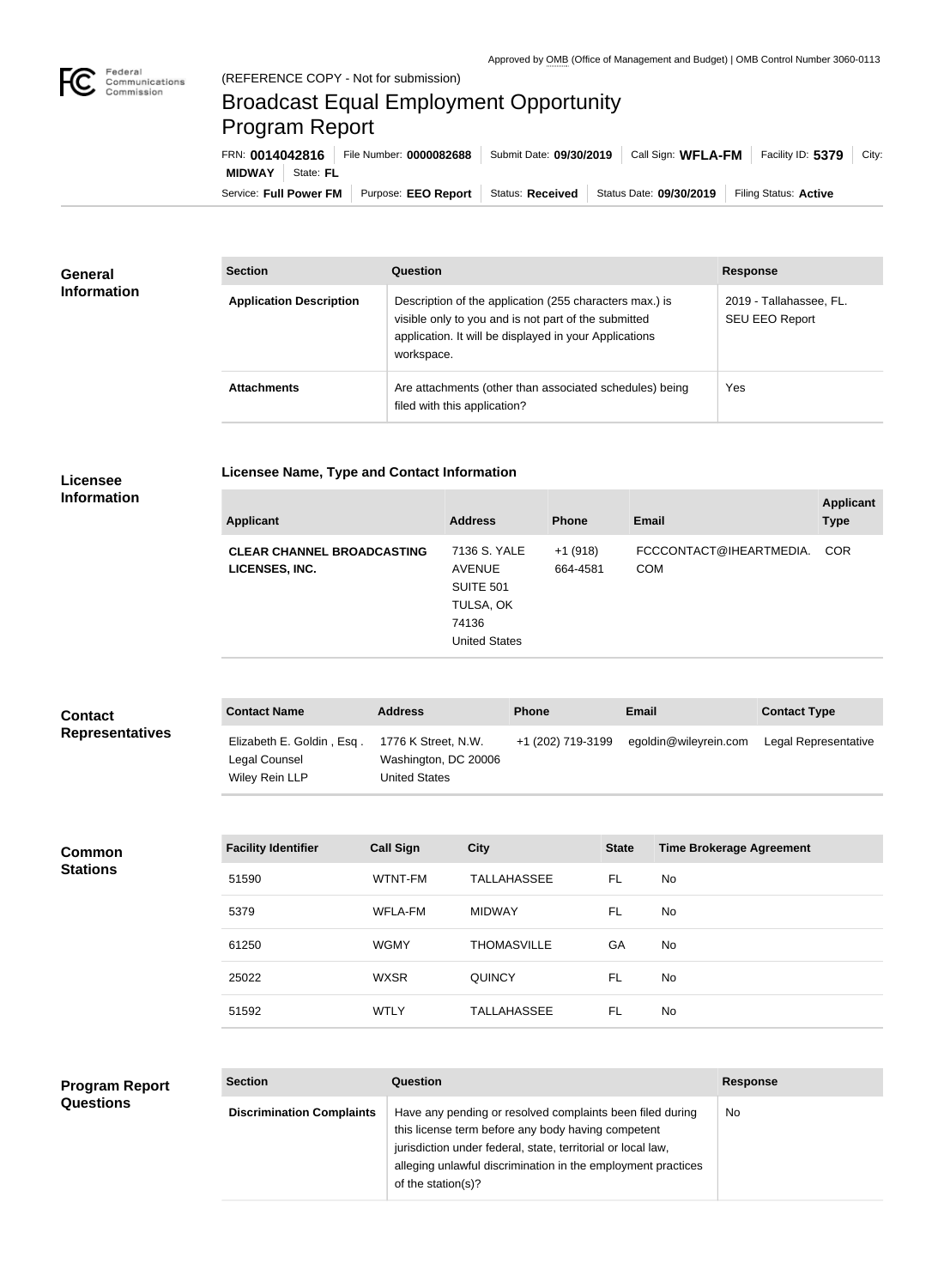Approved by OMB (Office of Management and Budget) | OMB Control Number 3060-0113

(REFERENCE COPY - Not for submission)

# Broadcast Equal Employment Opportunity Program Report

FRN: **0014042816** | File Number: **0000082688** | Submit Date: **09/30/2019** | Call Sign: **WFLA-FM** | Facility ID: **5379** | City: **MIDWAY** | State: **FL**

Service: **Full Power FM** | Purpose: **EEO Report** | Status: **Received** | Status Date: **09/30/2019** | Filing Status: **Active**

## General Information

| Section | Question | Response |
|---|---|---|
| **Application Description** | Description of the application (255 characters max.) is visible only to you and is not part of the submitted application. It will be displayed in your Applications workspace. | 2019 - Tallahassee, FL. SEU EEO Report |
| **Attachments** | Are attachments (other than associated schedules) being filed with this application? | Yes |

## Licensee Information

### Licensee Name, Type and Contact Information

| Applicant | Address | Phone | Email | Applicant Type |
|---|---|---|---|---|
| **CLEAR CHANNEL BROADCASTING LICENSES, INC.** | 7136 S. YALE AVENUE SUITE 501 TULSA, OK 74136 United States | +1 (918) 664-4581 | FCCCONTACT@IHEARTMEDIA.COM | COR |

## Contact Representatives

| Contact Name | Address | Phone | Email | Contact Type |
|---|---|---|---|---|
| Elizabeth E. Goldin , Esq . Legal Counsel Wiley Rein LLP | 1776 K Street, N.W. Washington, DC 20006 United States | +1 (202) 719-3199 | egoldin@wileyrein.com | Legal Representative |

## Common Stations

| Facility Identifier | Call Sign | City | State | Time Brokerage Agreement |
|---|---|---|---|---|
| 51590 | WTNT-FM | TALLAHASSEE | FL | No |
| 5379 | WFLA-FM | MIDWAY | FL | No |
| 61250 | WGMY | THOMASVILLE | GA | No |
| 25022 | WXSR | QUINCY | FL | No |
| 51592 | WTLY | TALLAHASSEE | FL | No |

## Program Report Questions

| Section | Question | Response |
|---|---|---|
| **Discrimination Complaints** | Have any pending or resolved complaints been filed during this license term before any body having competent jurisdiction under federal, state, territorial or local law, alleging unlawful discrimination in the employment practices of the station(s)? | No |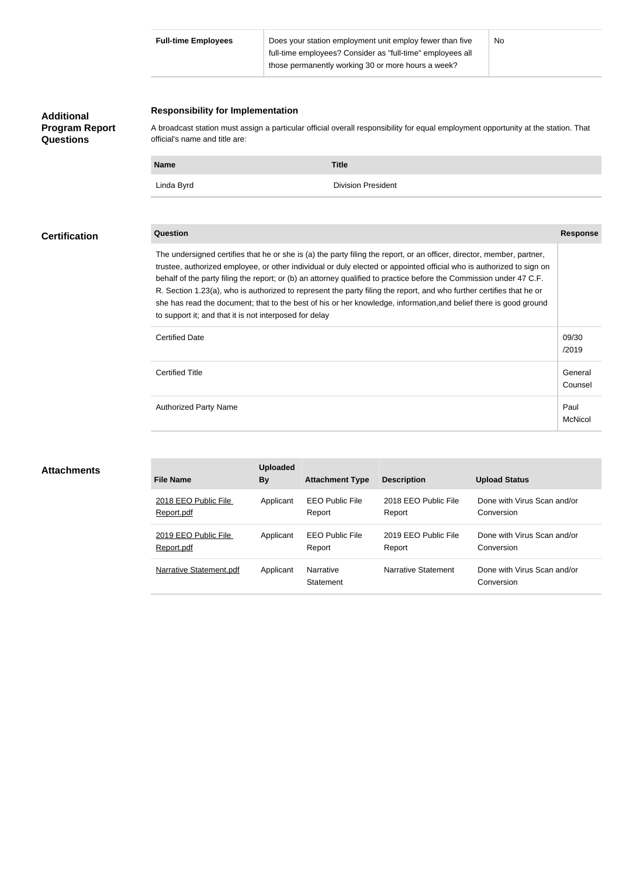| | | |
|---|---|---|
| **Full-time Employees** | Does your station employment unit employ fewer than five full-time employees? Consider as "full-time" employees all those permanently working 30 or more hours a week? | No |

## Additional Program Report Questions

### Responsibility for Implementation

A broadcast station must assign a particular official overall responsibility for equal employment opportunity at the station. That official's name and title are:

| Name | Title |
|---|---|
| Linda Byrd | Division President |

## Certification

| Question | Response |
|---|---|
| The undersigned certifies that he or she is (a) the party filing the report, or an officer, director, member, partner, trustee, authorized employee, or other individual or duly elected or appointed official who is authorized to sign on behalf of the party filing the report; or (b) an attorney qualified to practice before the Commission under 47 C.F. R. Section 1.23(a), who is authorized to represent the party filing the report, and who further certifies that he or she has read the document; that to the best of his or her knowledge, information,and belief there is good ground to support it; and that it is not interposed for delay | |
| Certified Date | 09/30/2019 |
| Certified Title | General Counsel |
| Authorized Party Name | Paul McNicol |

## Attachments

| File Name | Uploaded By | Attachment Type | Description | Upload Status |
|---|---|---|---|---|
| 2018 EEO Public File Report.pdf | Applicant | EEO Public File Report | 2018 EEO Public File Report | Done with Virus Scan and/or Conversion |
| 2019 EEO Public File Report.pdf | Applicant | EEO Public File Report | 2019 EEO Public File Report | Done with Virus Scan and/or Conversion |
| Narrative Statement.pdf | Applicant | Narrative Statement | Narrative Statement | Done with Virus Scan and/or Conversion |